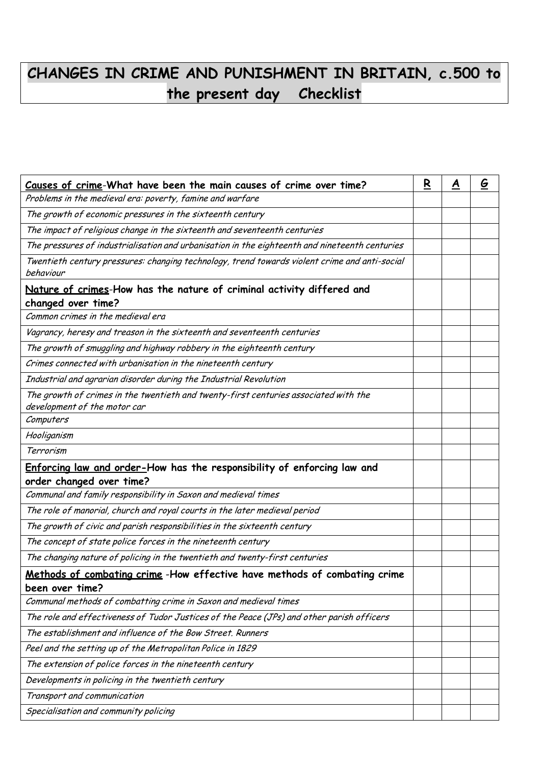# CHANGES IN CRIME AND PUNISHMENT IN BRITAIN, c.500 to the present day Checklist

| **Causes of crime-What have been the main causes of crime over time?** | **R** | **A** | **G** |
|---|---|---|---|
| *Problems in the medieval era: poverty, famine and warfare* | | | |
| *The growth of economic pressures in the sixteenth century* | | | |
| *The impact of religious change in the sixteenth and seventeenth centuries* | | | |
| *The pressures of industrialisation and urbanisation in the eighteenth and nineteenth centuries* | | | |
| *Twentieth century pressures: changing technology, trend towards violent crime and anti-social behaviour* | | | |
| **Nature of crimes-How has the nature of criminal activity differed and changed over time?** | | | |
| *Common crimes in the medieval era* | | | |
| *Vagrancy, heresy and treason in the sixteenth and seventeenth centuries* | | | |
| *The growth of smuggling and highway robbery in the eighteenth century* | | | |
| *Crimes connected with urbanisation in the nineteenth century* | | | |
| *Industrial and agrarian disorder during the Industrial Revolution* | | | |
| *The growth of crimes in the twentieth and twenty-first centuries associated with the development of the motor car* | | | |
| *Computers* | | | |
| *Hooliganism* | | | |
| *Terrorism* | | | |
| **Enforcing law and order-How has the responsibility of enforcing law and order changed over time?** | | | |
| *Communal and family responsibility in Saxon and medieval times* | | | |
| *The role of manorial, church and royal courts in the later medieval period* | | | |
| *The growth of civic and parish responsibilities in the sixteenth century* | | | |
| *The concept of state police forces in the nineteenth century* | | | |
| *The changing nature of policing in the twentieth and twenty-first centuries* | | | |
| **Methods of combating crime -How effective have methods of combating crime been over time?** | | | |
| *Communal methods of combatting crime in Saxon and medieval times* | | | |
| *The role and effectiveness of Tudor Justices of the Peace (JPs) and other parish officers* | | | |
| *The establishment and influence of the Bow Street. Runners* | | | |
| *Peel and the setting up of the Metropolitan Police in 1829* | | | |
| *The extension of police forces in the nineteenth century* | | | |
| *Developments in policing in the twentieth century* | | | |
| *Transport and communication* | | | |
| *Specialisation and community policing* | | | |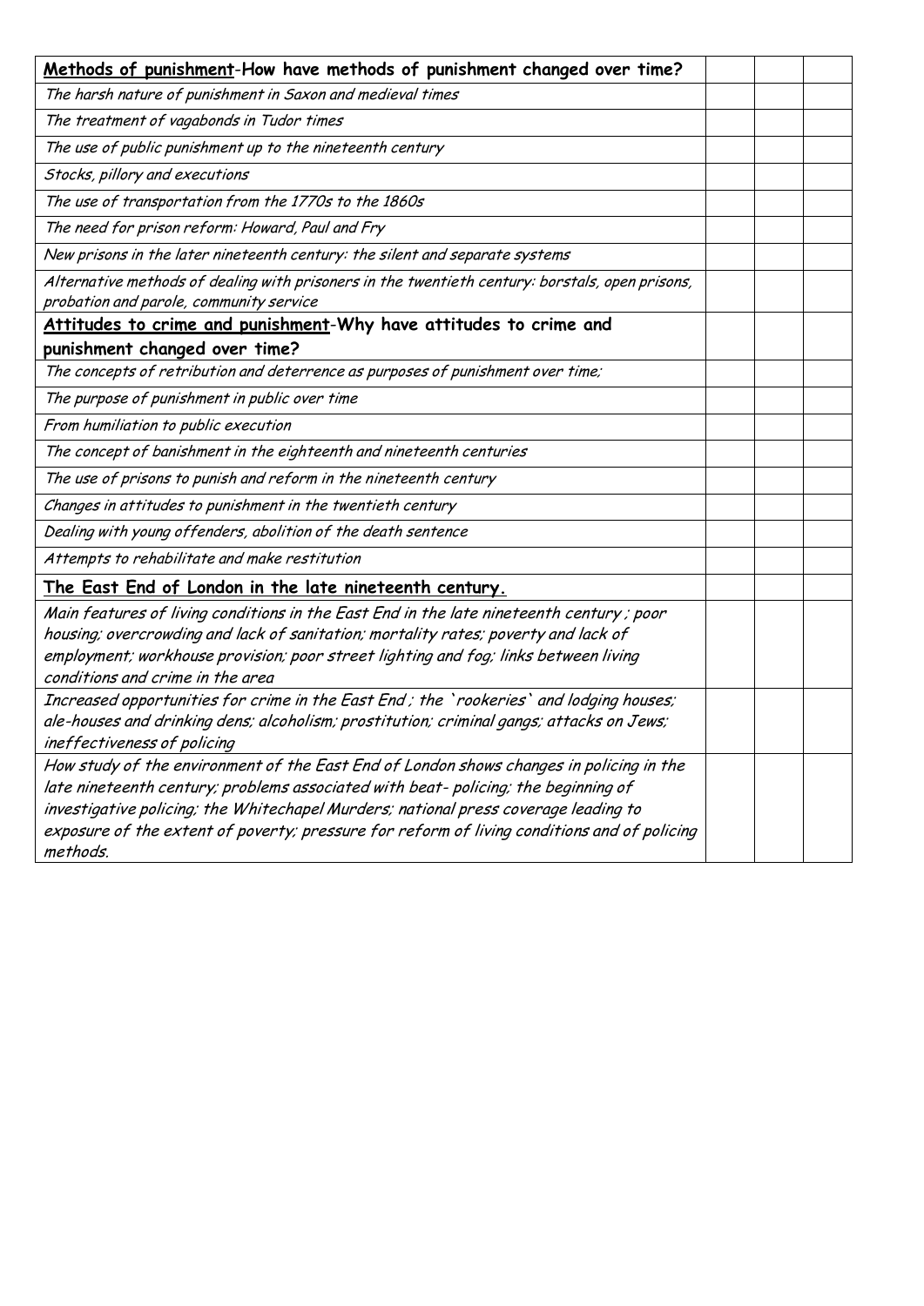| | | | |
|---|---|---|---|
| **<u>Methods of punishment</u>-How have methods of punishment changed over time?** | | | |
| *The harsh nature of punishment in Saxon and medieval times* | | | |
| *The treatment of vagabonds in Tudor times* | | | |
| *The use of public punishment up to the nineteenth century* | | | |
| *Stocks, pillory and executions* | | | |
| *The use of transportation from the 1770s to the 1860s* | | | |
| *The need for prison reform: Howard, Paul and Fry* | | | |
| *New prisons in the later nineteenth century: the silent and separate systems* | | | |
| *Alternative methods of dealing with prisoners in the twentieth century: borstals, open prisons, probation and parole, community service* | | | |
| **<u>Attitudes to crime and punishment</u>-Why have attitudes to crime and punishment changed over time?** | | | |
| *The concepts of retribution and deterrence as purposes of punishment over time;* | | | |
| *The purpose of punishment in public over time* | | | |
| *From humiliation to public execution* | | | |
| *The concept of banishment in the eighteenth and nineteenth centuries* | | | |
| *The use of prisons to punish and reform in the nineteenth century* | | | |
| *Changes in attitudes to punishment in the twentieth century* | | | |
| *Dealing with young offenders, abolition of the death sentence* | | | |
| *Attempts to rehabilitate and make restitution* | | | |
| **<u>The East End of London in the late nineteenth century.</u>** | | | |
| *Main features of living conditions in the East End in the late nineteenth century ; poor housing; overcrowding and lack of sanitation; mortality rates; poverty and lack of employment; workhouse provision; poor street lighting and fog; links between living conditions and crime in the area* | | | |
| *Increased opportunities for crime in the East End ; the `rookeries` and lodging houses; ale-houses and drinking dens; alcoholism; prostitution; criminal gangs; attacks on Jews; ineffectiveness of policing* | | | |
| *How study of the environment of the East End of London shows changes in policing in the late nineteenth century; problems associated with beat- policing; the beginning of investigative policing; the Whitechapel Murders; national press coverage leading to exposure of the extent of poverty; pressure for reform of living conditions and of policing methods.* | | | |